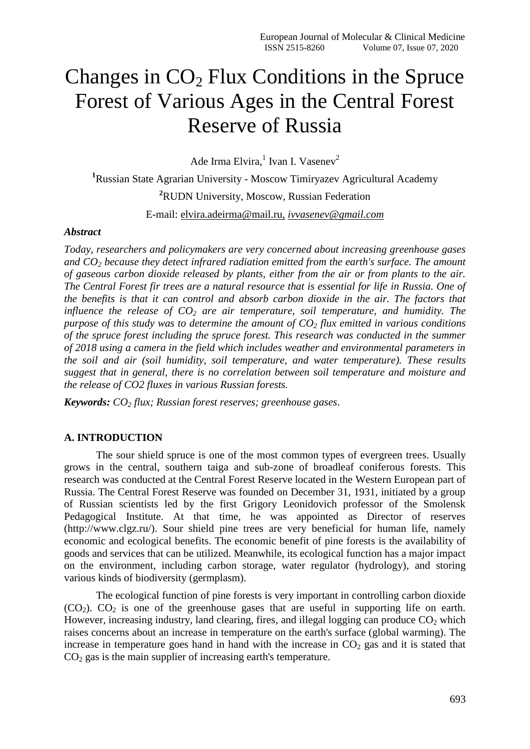# Changes in $CO_2$ Flux Conditions in the Spruce Forest of Various Ages in the Central Forest Reserve of Russia

Ade Irma Elvira,[1] Ivan I. Vasenev[2]

[1]Russian State Agrarian University - Moscow Timiryazev Agricultural Academy

[2]RUDN University, Moscow, Russian Federation

E-mail: elvira.adeirma@mail.ru, *ivvasenev@gmail.com*

***Abstract***

*Today, researchers and policymakers are very concerned about increasing greenhouse gases and $CO_2$ because they detect infrared radiation emitted from the earth's surface. The amount of gaseous carbon dioxide released by plants, either from the air or from plants to the air. The Central Forest fir trees are a natural resource that is essential for life in Russia. One of the benefits is that it can control and absorb carbon dioxide in the air. The factors that influence the release of $CO_2$ are air temperature, soil temperature, and humidity. The purpose of this study was to determine the amount of $CO_2$ flux emitted in various conditions of the spruce forest including the spruce forest. This research was conducted in the summer of 2018 using a camera in the field which includes weather and environmental parameters in the soil and air (soil humidity, soil temperature, and water temperature). These results suggest that in general, there is no correlation between soil temperature and moisture and the release of CO2 fluxes in various Russian forests.*

***Keywords:*** *$CO_2$ flux; Russian forest reserves; greenhouse gases*.

## A. INTRODUCTION

The sour shield spruce is one of the most common types of evergreen trees. Usually grows in the central, southern taiga and sub-zone of broadleaf coniferous forests. This research was conducted at the Central Forest Reserve located in the Western European part of Russia. The Central Forest Reserve was founded on December 31, 1931, initiated by a group of Russian scientists led by the first Grigory Leonidovich professor of the Smolensk Pedagogical Institute. At that time, he was appointed as Director of reserves (http://www.clgz.ru/). Sour shield pine trees are very beneficial for human life, namely economic and ecological benefits. The economic benefit of pine forests is the availability of goods and services that can be utilized. Meanwhile, its ecological function has a major impact on the environment, including carbon storage, water regulator (hydrology), and storing various kinds of biodiversity (germplasm).

The ecological function of pine forests is very important in controlling carbon dioxide ($CO_2$). $CO_2$ is one of the greenhouse gases that are useful in supporting life on earth. However, increasing industry, land clearing, fires, and illegal logging can produce $CO_2$ which raises concerns about an increase in temperature on the earth's surface (global warming). The increase in temperature goes hand in hand with the increase in $CO_2$ gas and it is stated that $CO_2$ gas is the main supplier of increasing earth's temperature.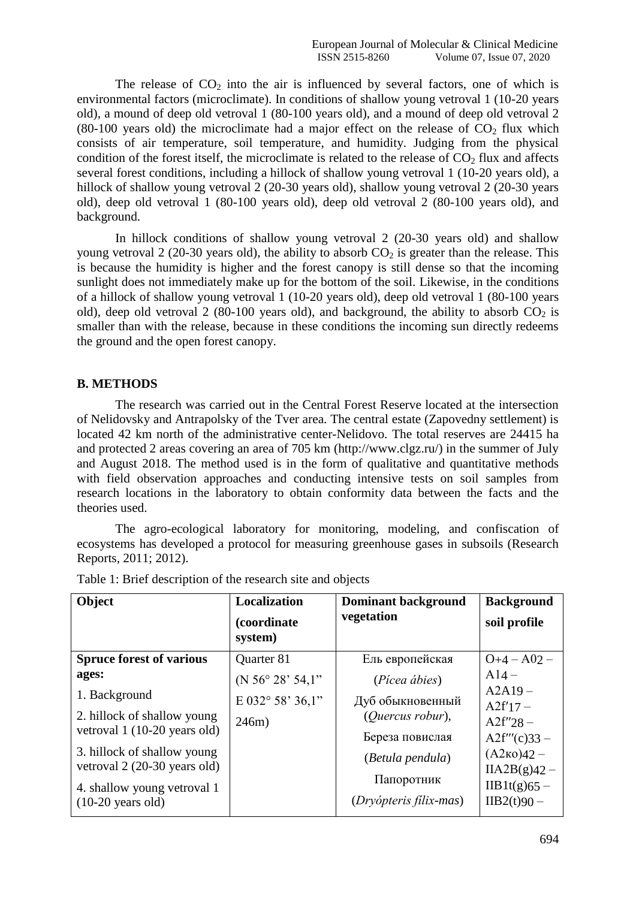The release of $CO_2$ into the air is influenced by several factors, one of which is environmental factors (microclimate). In conditions of shallow young vetroval 1 (10-20 years old), a mound of deep old vetroval 1 (80-100 years old), and a mound of deep old vetroval 2 (80-100 years old) the microclimate had a major effect on the release of $CO_2$ flux which consists of air temperature, soil temperature, and humidity. Judging from the physical condition of the forest itself, the microclimate is related to the release of $CO_2$ flux and affects several forest conditions, including a hillock of shallow young vetroval 1 (10-20 years old), a hillock of shallow young vetroval 2 (20-30 years old), shallow young vetroval 2 (20-30 years old), deep old vetroval 1 (80-100 years old), deep old vetroval 2 (80-100 years old), and background.

In hillock conditions of shallow young vetroval 2 (20-30 years old) and shallow young vetroval 2 (20-30 years old), the ability to absorb $CO_2$ is greater than the release. This is because the humidity is higher and the forest canopy is still dense so that the incoming sunlight does not immediately make up for the bottom of the soil. Likewise, in the conditions of a hillock of shallow young vetroval 1 (10-20 years old), deep old vetroval 1 (80-100 years old), deep old vetroval 2 (80-100 years old), and background, the ability to absorb $CO_2$ is smaller than with the release, because in these conditions the incoming sun directly redeems the ground and the open forest canopy.

## B. METHODS

The research was carried out in the Central Forest Reserve located at the intersection of Nelidovsky and Antrapolsky of the Tver area. The central estate (Zapovedny settlement) is located 42 km north of the administrative center-Nelidovo. The total reserves are 24415 ha and protected 2 areas covering an area of 705 km (http://www.clgz.ru/) in the summer of July and August 2018. The method used is in the form of qualitative and quantitative methods with field observation approaches and conducting intensive tests on soil samples from research locations in the laboratory to obtain conformity data between the facts and the theories used.

The agro-ecological laboratory for monitoring, modeling, and confiscation of ecosystems has developed a protocol for measuring greenhouse gases in subsoils (Research Reports, 2011; 2012).

Table 1: Brief description of the research site and objects

| Object | Localization (coordinate system) | Dominant background vegetation | Background soil profile |
|---|---|---|---|
| **Spruce forest of various ages:**<br>1. Background<br>2. hillock of shallow young vetroval 1 (10-20 years old)<br>3. hillock of shallow young vetroval 2 (20-30 years old)<br>4. shallow young vetroval 1 (10-20 years old) | Quarter 81<br>(N 56° 28' 54,1"<br>E 032° 58' 36,1"<br>246m) | Ель европейская<br>(*Pícea ábies*)<br>Дуб обыкновенный (*Quercus robur*),<br>Береза повислая<br>(*Betula pendula*)<br>Папоротник<br>(*Dryópteris fílix-mas*) | O+4 – A02 – A14 – A2A19 – A2f′17 – A2f″28 – A2f‴(c)33 – (A2ко)42 – IIA2B(g)42 – IIB1t(g)65 – IIB2(t)90 – |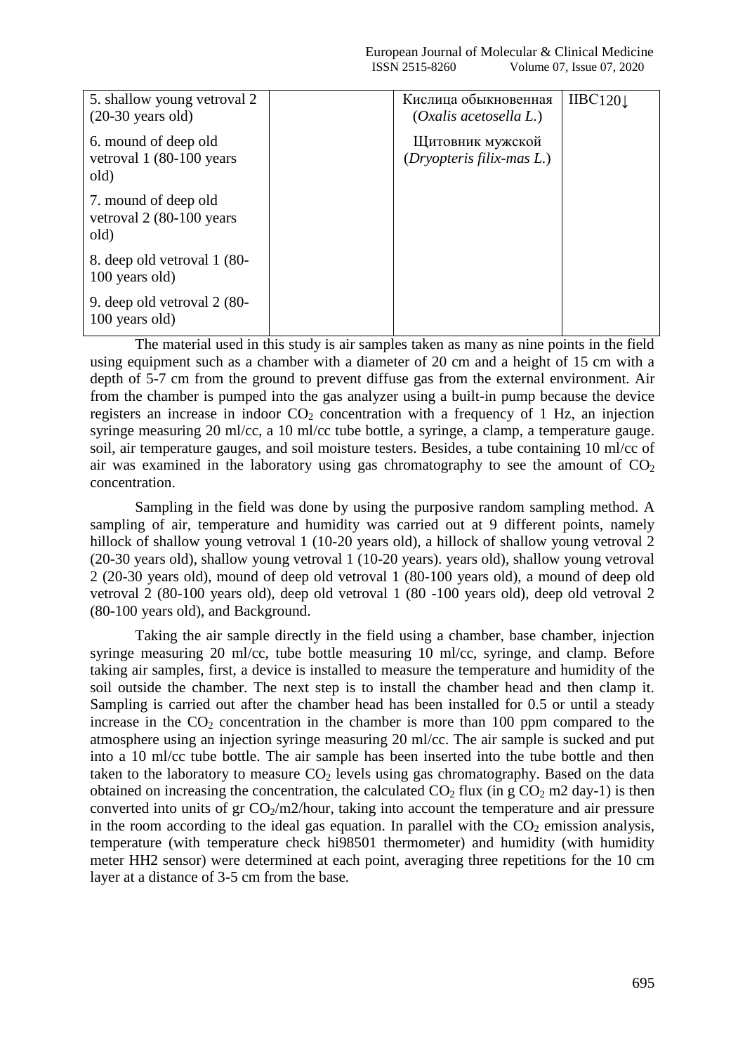| | | | |
|---|---|---|---|
| 5. shallow young vetroval 2 (20-30 years old) | | Кислица обыкновенная (*Oxalis acetosella L.*) | IIBC120↓ |
| 6. mound of deep old vetroval 1 (80-100 years old) | | Щитовник мужской (*Dryopteris filix-mas L.*) | |
| 7. mound of deep old vetroval 2 (80-100 years old) | | | |
| 8. deep old vetroval 1 (80-100 years old) | | | |
| 9. deep old vetroval 2 (80-100 years old) | | | |

The material used in this study is air samples taken as many as nine points in the field using equipment such as a chamber with a diameter of 20 cm and a height of 15 cm with a depth of 5-7 cm from the ground to prevent diffuse gas from the external environment. Air from the chamber is pumped into the gas analyzer using a built-in pump because the device registers an increase in indoor $CO_2$ concentration with a frequency of 1 Hz, an injection syringe measuring 20 ml/cc, a 10 ml/cc tube bottle, a syringe, a clamp, a temperature gauge. soil, air temperature gauges, and soil moisture testers. Besides, a tube containing 10 ml/cc of air was examined in the laboratory using gas chromatography to see the amount of $CO_2$ concentration.

Sampling in the field was done by using the purposive random sampling method. A sampling of air, temperature and humidity was carried out at 9 different points, namely hillock of shallow young vetroval 1 (10-20 years old), a hillock of shallow young vetroval 2 (20-30 years old), shallow young vetroval 1 (10-20 years). years old), shallow young vetroval 2 (20-30 years old), mound of deep old vetroval 1 (80-100 years old), a mound of deep old vetroval 2 (80-100 years old), deep old vetroval 1 (80 -100 years old), deep old vetroval 2 (80-100 years old), and Background.

Taking the air sample directly in the field using a chamber, base chamber, injection syringe measuring 20 ml/cc, tube bottle measuring 10 ml/cc, syringe, and clamp. Before taking air samples, first, a device is installed to measure the temperature and humidity of the soil outside the chamber. The next step is to install the chamber head and then clamp it. Sampling is carried out after the chamber head has been installed for 0.5 or until a steady increase in the $CO_2$ concentration in the chamber is more than 100 ppm compared to the atmosphere using an injection syringe measuring 20 ml/cc. The air sample is sucked and put into a 10 ml/cc tube bottle. The air sample has been inserted into the tube bottle and then taken to the laboratory to measure $CO_2$ levels using gas chromatography. Based on the data obtained on increasing the concentration, the calculated $CO_2$ flux (in g $CO_2$ m2 day-1) is then converted into units of gr $CO_2$/m2/hour, taking into account the temperature and air pressure in the room according to the ideal gas equation. In parallel with the $CO_2$ emission analysis, temperature (with temperature check hi98501 thermometer) and humidity (with humidity meter HH2 sensor) were determined at each point, averaging three repetitions for the 10 cm layer at a distance of 3-5 cm from the base.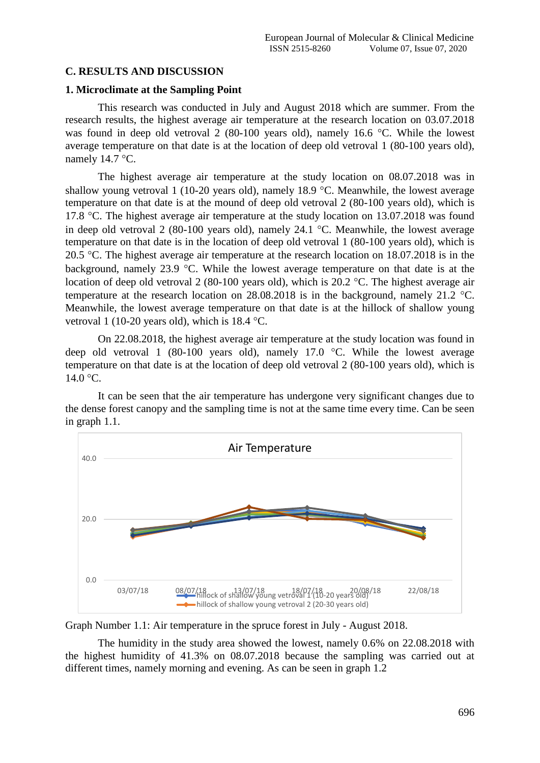## C. RESULTS AND DISCUSSION

### 1. Microclimate at the Sampling Point

This research was conducted in July and August 2018 which are summer. From the research results, the highest average air temperature at the research location on 03.07.2018 was found in deep old vetroval 2 (80-100 years old), namely 16.6 °C. While the lowest average temperature on that date is at the location of deep old vetroval 1 (80-100 years old), namely 14.7 °C.

The highest average air temperature at the study location on 08.07.2018 was in shallow young vetroval 1 (10-20 years old), namely 18.9 °C. Meanwhile, the lowest average temperature on that date is at the mound of deep old vetroval 2 (80-100 years old), which is 17.8 °C. The highest average air temperature at the study location on 13.07.2018 was found in deep old vetroval 2 (80-100 years old), namely 24.1 °C. Meanwhile, the lowest average temperature on that date is in the location of deep old vetroval 1 (80-100 years old), which is 20.5 °C. The highest average air temperature at the research location on 18.07.2018 is in the background, namely 23.9 °C. While the lowest average temperature on that date is at the location of deep old vetroval 2 (80-100 years old), which is 20.2 °C. The highest average air temperature at the research location on 28.08.2018 is in the background, namely 21.2 °C. Meanwhile, the lowest average temperature on that date is at the hillock of shallow young vetroval 1 (10-20 years old), which is 18.4 °C.

On 22.08.2018, the highest average air temperature at the study location was found in deep old vetroval 1 (80-100 years old), namely 17.0 °C. While the lowest average temperature on that date is at the location of deep old vetroval 2 (80-100 years old), which is 14.0 °C.

It can be seen that the air temperature has undergone very significant changes due to the dense forest canopy and the sampling time is not at the same time every time. Can be seen in graph 1.1.

Graph Number 1.1: Air temperature in the spruce forest in July - August 2018.

The humidity in the study area showed the lowest, namely 0.6% on 22.08.2018 with the highest humidity of 41.3% on 08.07.2018 because the sampling was carried out at different times, namely morning and evening. As can be seen in graph 1.2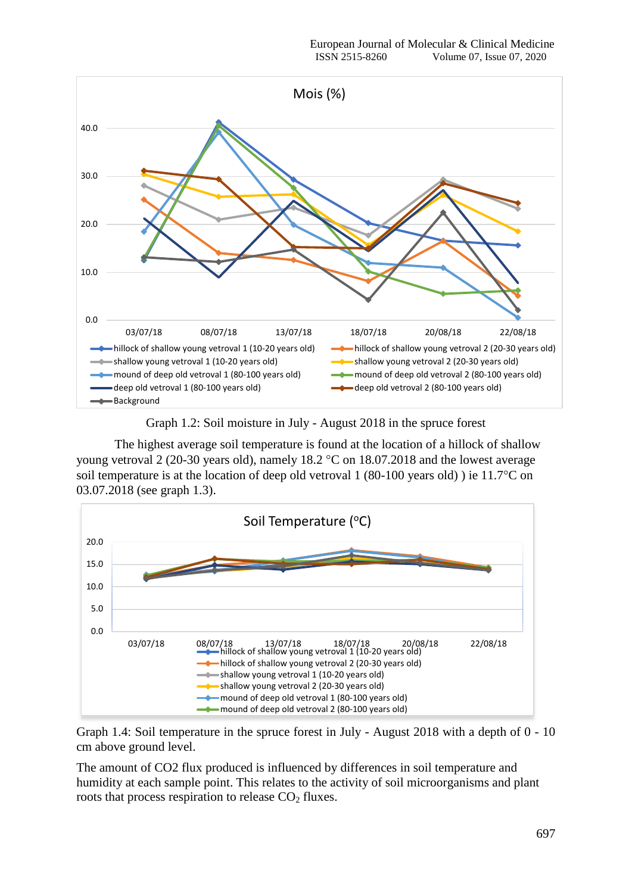Graph 1.2: Soil moisture in July - August 2018 in the spruce forest

The highest average soil temperature is found at the location of a hillock of shallow young vetroval 2 (20-30 years old), namely 18.2 °C on 18.07.2018 and the lowest average soil temperature is at the location of deep old vetroval 1 (80-100 years old) ) ie 11.7°C on 03.07.2018 (see graph 1.3).

Graph 1.4: Soil temperature in the spruce forest in July - August 2018 with a depth of 0 - 10 cm above ground level.

The amount of CO2 flux produced is influenced by differences in soil temperature and humidity at each sample point. This relates to the activity of soil microorganisms and plant roots that process respiration to release $CO_2$ fluxes.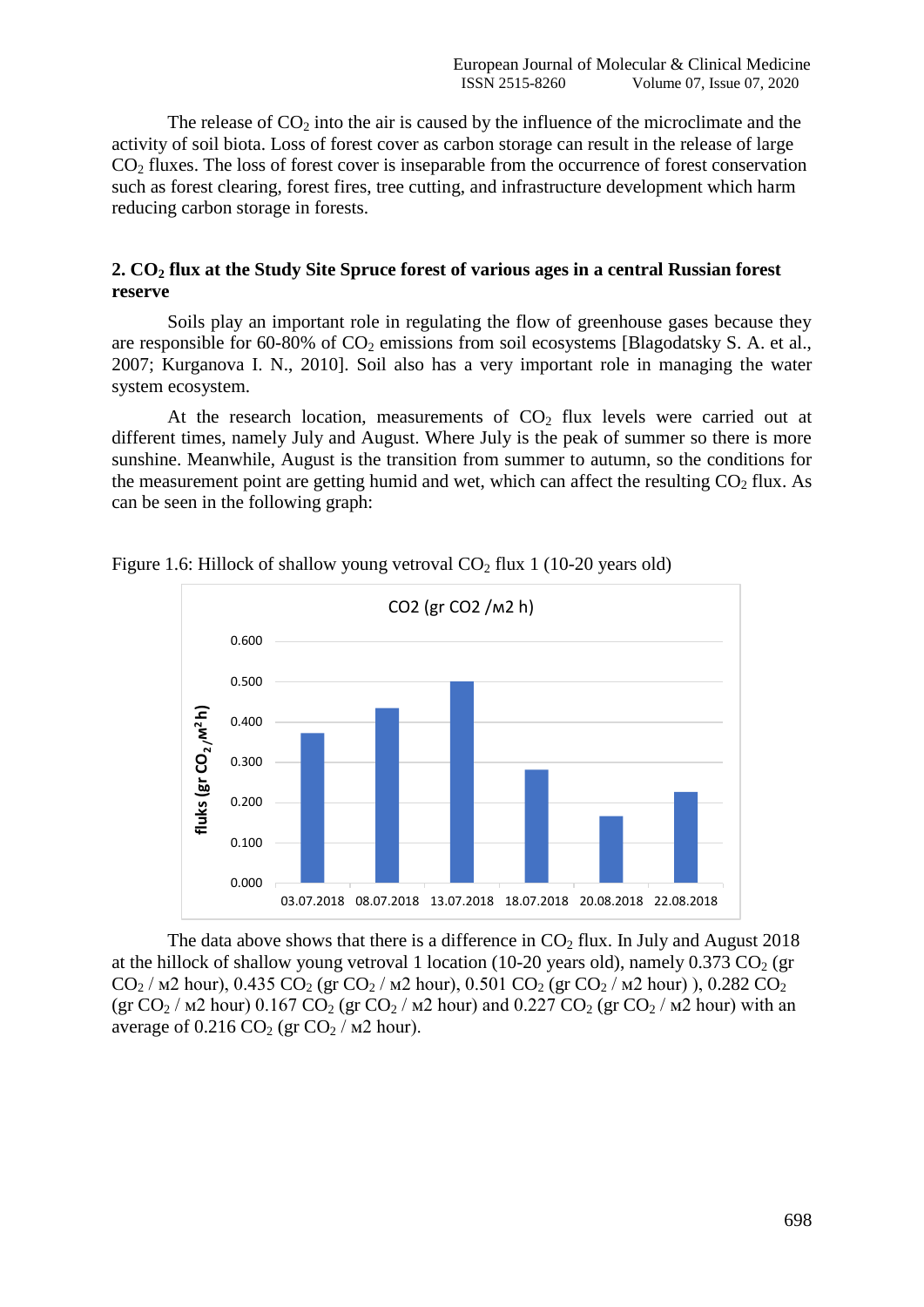The release of $CO_2$ into the air is caused by the influence of the microclimate and the activity of soil biota. Loss of forest cover as carbon storage can result in the release of large $CO_2$ fluxes. The loss of forest cover is inseparable from the occurrence of forest conservation such as forest clearing, forest fires, tree cutting, and infrastructure development which harm reducing carbon storage in forests.

## 2. $CO_2$ flux at the Study Site Spruce forest of various ages in a central Russian forest reserve

Soils play an important role in regulating the flow of greenhouse gases because they are responsible for 60-80% of $CO_2$ emissions from soil ecosystems [Blagodatsky S. A. et al., 2007; Kurganova I. N., 2010]. Soil also has a very important role in managing the water system ecosystem.

At the research location, measurements of $CO_2$ flux levels were carried out at different times, namely July and August. Where July is the peak of summer so there is more sunshine. Meanwhile, August is the transition from summer to autumn, so the conditions for the measurement point are getting humid and wet, which can affect the resulting $CO_2$ flux. As can be seen in the following graph:

Figure 1.6: Hillock of shallow young vetroval $CO_2$ flux 1 (10-20 years old)

The data above shows that there is a difference in $CO_2$ flux. In July and August 2018 at the hillock of shallow young vetroval 1 location (10-20 years old), namely 0.373 $CO_2$ (gr $CO_2$ / м2 hour), 0.435 $CO_2$ (gr $CO_2$ / м2 hour), 0.501 $CO_2$ (gr $CO_2$ / м2 hour) ), 0.282 $CO_2$ (gr $CO_2$ / м2 hour) 0.167 $CO_2$ (gr $CO_2$ / м2 hour) and 0.227 $CO_2$ (gr $CO_2$ / м2 hour) with an average of 0.216 $CO_2$ (gr $CO_2$ / м2 hour).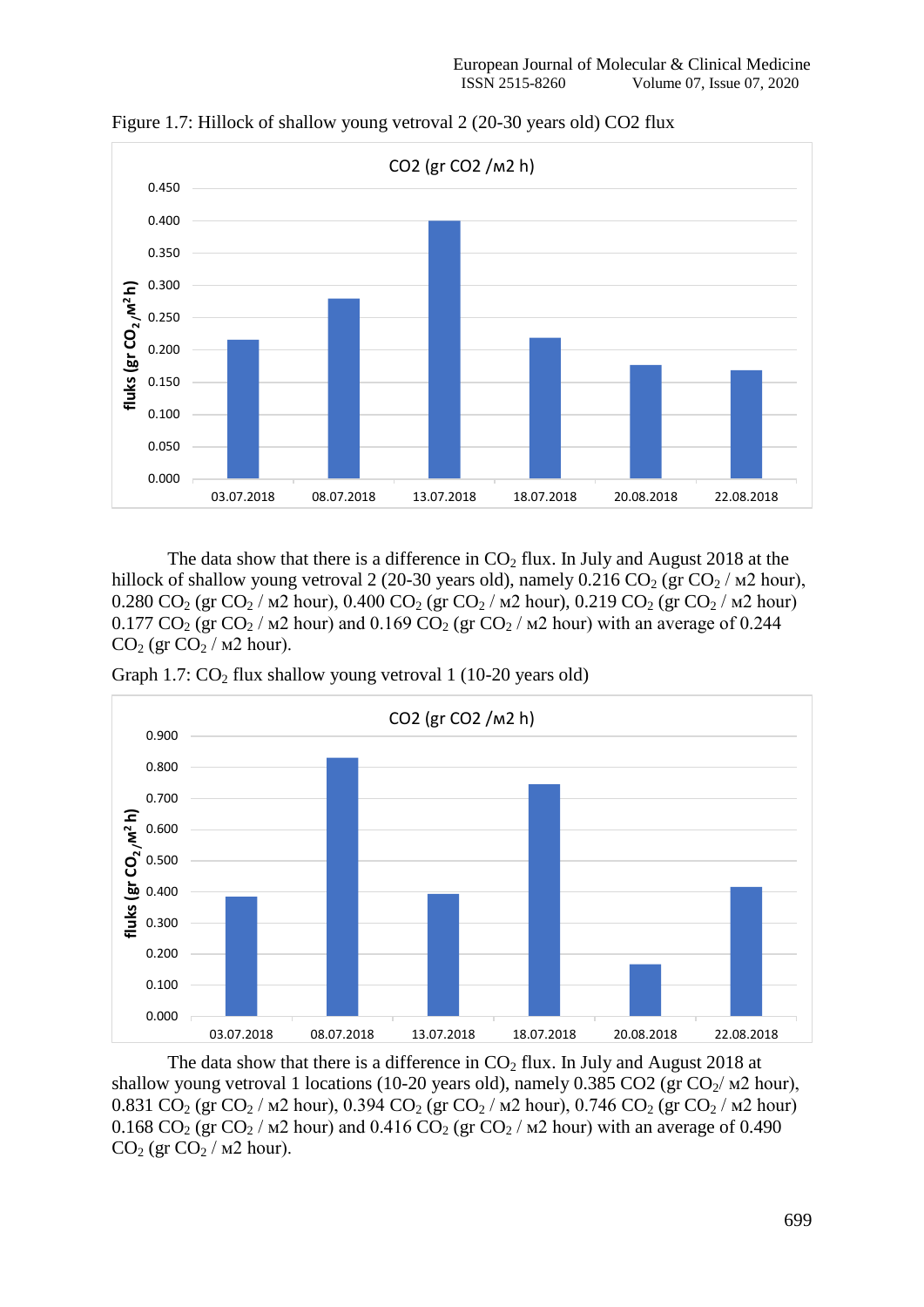Figure 1.7: Hillock of shallow young vetroval 2 (20-30 years old) CO2 flux

The data show that there is a difference in $CO_2$ flux. In July and August 2018 at the hillock of shallow young vetroval 2 (20-30 years old), namely 0.216 $CO_2$ (gr $CO_2$ / м2 hour), 0.280 $CO_2$ (gr $CO_2$ / м2 hour), 0.400 $CO_2$ (gr $CO_2$ / м2 hour), 0.219 $CO_2$ (gr $CO_2$ / м2 hour) 0.177 $CO_2$ (gr $CO_2$ / м2 hour) and 0.169 $CO_2$ (gr $CO_2$ / м2 hour) with an average of 0.244 $CO_2$ (gr $CO_2$ / м2 hour).

Graph 1.7: $CO_2$ flux shallow young vetroval 1 (10-20 years old)

The data show that there is a difference in $CO_2$ flux. In July and August 2018 at shallow young vetroval 1 locations (10-20 years old), namely 0.385 CO2 (gr $CO_2$/ м2 hour), 0.831 $CO_2$ (gr $CO_2$ / м2 hour), 0.394 $CO_2$ (gr $CO_2$ / м2 hour), 0.746 $CO_2$ (gr $CO_2$ / м2 hour) 0.168 $CO_2$ (gr $CO_2$ / м2 hour) and 0.416 $CO_2$ (gr $CO_2$ / м2 hour) with an average of 0.490 $CO_2$ (gr $CO_2$ / м2 hour).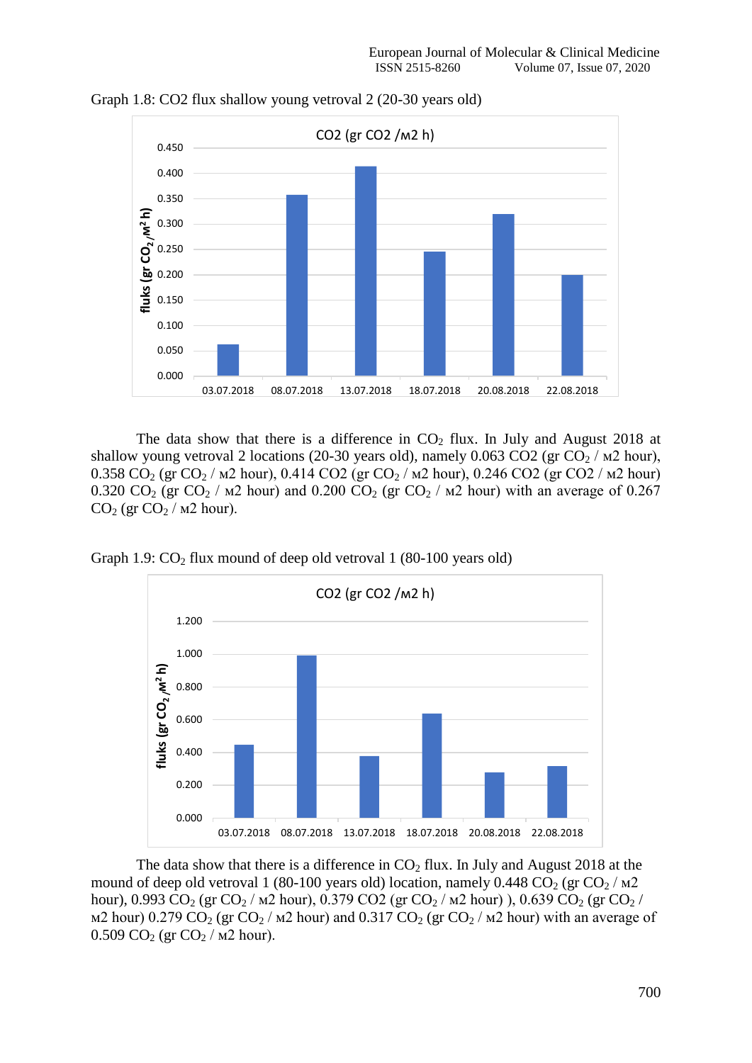Graph 1.8: CO2 flux shallow young vetroval 2 (20-30 years old)

The data show that there is a difference in $CO_2$ flux. In July and August 2018 at shallow young vetroval 2 locations (20-30 years old), namely 0.063 CO2 (gr $CO_2$ / м2 hour), 0.358 $CO_2$ (gr $CO_2$ / м2 hour), 0.414 CO2 (gr $CO_2$ / м2 hour), 0.246 CO2 (gr CO2 / м2 hour) 0.320 $CO_2$ (gr $CO_2$ / м2 hour) and 0.200 $CO_2$ (gr $CO_2$ / м2 hour) with an average of 0.267 $CO_2$ (gr $CO_2$ / м2 hour).

Graph 1.9: $CO_2$ flux mound of deep old vetroval 1 (80-100 years old)

The data show that there is a difference in $CO_2$ flux. In July and August 2018 at the mound of deep old vetroval 1 (80-100 years old) location, namely 0.448 $CO_2$ (gr $CO_2$ / м2 hour), 0.993 $CO_2$ (gr $CO_2$ / м2 hour), 0.379 CO2 (gr $CO_2$ / м2 hour) ), 0.639 $CO_2$ (gr $CO_2$ / м2 hour) 0.279 $CO_2$ (gr $CO_2$ / м2 hour) and 0.317 $CO_2$ (gr $CO_2$ / м2 hour) with an average of 0.509 $CO_2$ (gr $CO_2$ / м2 hour).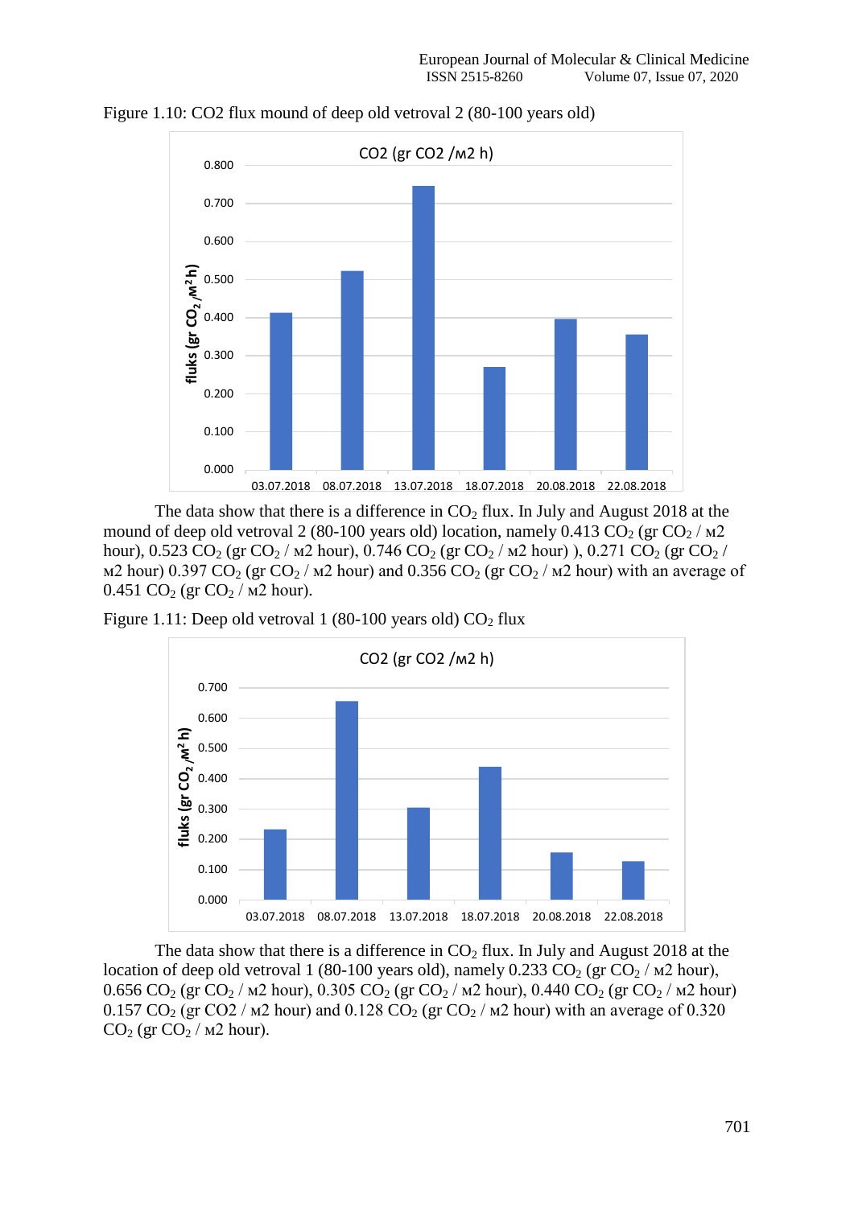Figure 1.10: CO2 flux mound of deep old vetroval 2 (80-100 years old)

The data show that there is a difference in $CO_2$ flux. In July and August 2018 at the mound of deep old vetroval 2 (80-100 years old) location, namely 0.413 $CO_2$ (gr $CO_2$ / м2 hour), 0.523 $CO_2$ (gr $CO_2$ / м2 hour), 0.746 $CO_2$ (gr $CO_2$ / м2 hour) ), 0.271 $CO_2$ (gr $CO_2$ / м2 hour) 0.397 $CO_2$ (gr $CO_2$ / м2 hour) and 0.356 $CO_2$ (gr $CO_2$ / м2 hour) with an average of 0.451 $CO_2$ (gr $CO_2$ / м2 hour).

Figure 1.11: Deep old vetroval 1 (80-100 years old) $CO_2$ flux

The data show that there is a difference in $CO_2$ flux. In July and August 2018 at the location of deep old vetroval 1 (80-100 years old), namely 0.233 $CO_2$ (gr $CO_2$ / м2 hour), 0.656 $CO_2$ (gr $CO_2$ / м2 hour), 0.305 $CO_2$ (gr $CO_2$ / м2 hour), 0.440 $CO_2$ (gr $CO_2$ / м2 hour) 0.157 $CO_2$ (gr CO2 / м2 hour) and 0.128 $CO_2$ (gr $CO_2$ / м2 hour) with an average of 0.320 $CO_2$ (gr $CO_2$ / м2 hour).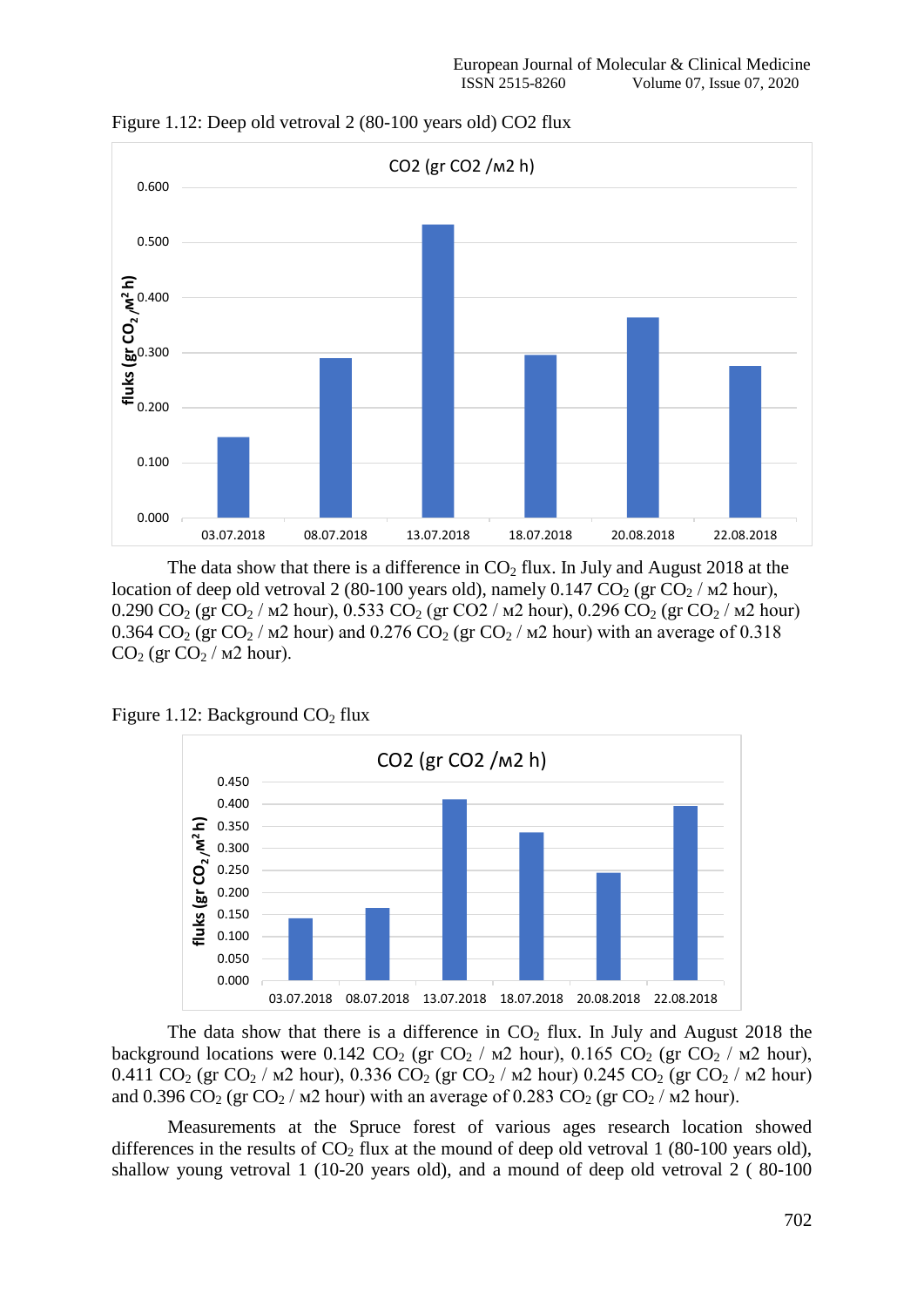Figure 1.12: Deep old vetroval 2 (80-100 years old) CO2 flux

The data show that there is a difference in $CO_2$ flux. In July and August 2018 at the location of deep old vetroval 2 (80-100 years old), namely 0.147 $CO_2$ (gr $CO_2$ / м2 hour), 0.290 $CO_2$ (gr $CO_2$ / м2 hour), 0.533 $CO_2$ (gr CO2 / м2 hour), 0.296 $CO_2$ (gr $CO_2$ / м2 hour) 0.364 $CO_2$ (gr $CO_2$ / м2 hour) and 0.276 $CO_2$ (gr $CO_2$ / м2 hour) with an average of 0.318 $CO_2$ (gr $CO_2$ / м2 hour).

Figure 1.12: Background $CO_2$ flux

The data show that there is a difference in $CO_2$ flux. In July and August 2018 the background locations were 0.142 $CO_2$ (gr $CO_2$ / м2 hour), 0.165 $CO_2$ (gr $CO_2$ / м2 hour), 0.411 $CO_2$ (gr $CO_2$ / м2 hour), 0.336 $CO_2$ (gr $CO_2$ / м2 hour) 0.245 $CO_2$ (gr $CO_2$ / м2 hour) and 0.396 $CO_2$ (gr $CO_2$ / м2 hour) with an average of 0.283 $CO_2$ (gr $CO_2$ / м2 hour).

Measurements at the Spruce forest of various ages research location showed differences in the results of $CO_2$ flux at the mound of deep old vetroval 1 (80-100 years old), shallow young vetroval 1 (10-20 years old), and a mound of deep old vetroval 2 ( 80-100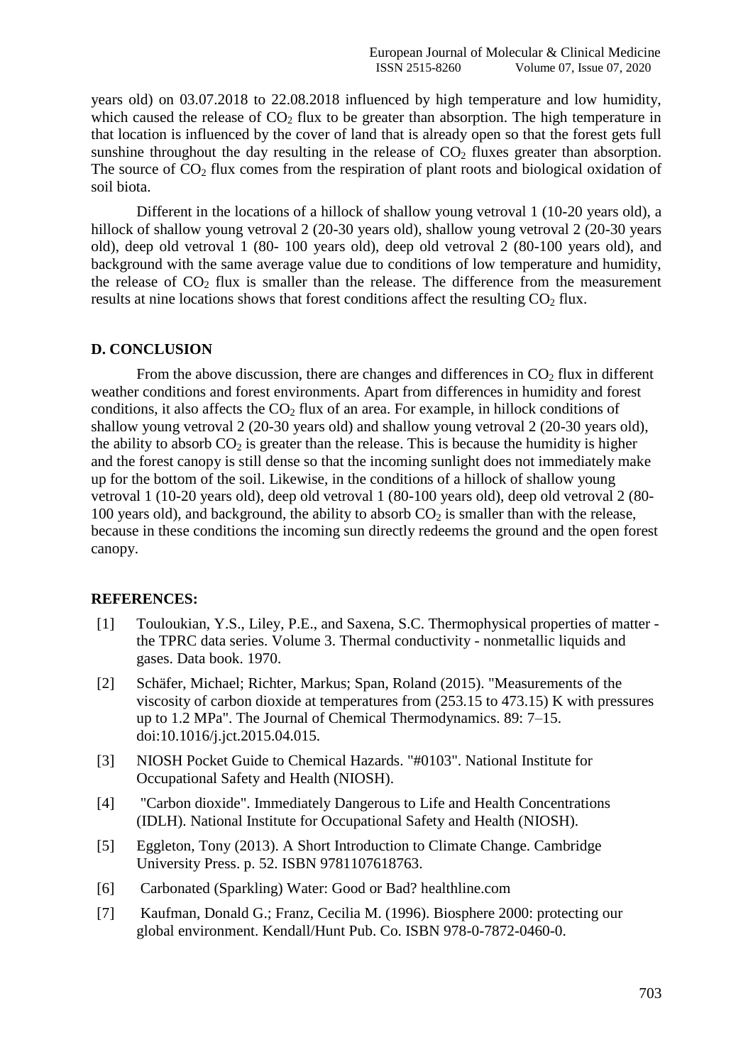years old) on 03.07.2018 to 22.08.2018 influenced by high temperature and low humidity, which caused the release of $CO_2$ flux to be greater than absorption. The high temperature in that location is influenced by the cover of land that is already open so that the forest gets full sunshine throughout the day resulting in the release of $CO_2$ fluxes greater than absorption. The source of $CO_2$ flux comes from the respiration of plant roots and biological oxidation of soil biota.

Different in the locations of a hillock of shallow young vetroval 1 (10-20 years old), a hillock of shallow young vetroval 2 (20-30 years old), shallow young vetroval 2 (20-30 years old), deep old vetroval 1 (80- 100 years old), deep old vetroval 2 (80-100 years old), and background with the same average value due to conditions of low temperature and humidity, the release of $CO_2$ flux is smaller than the release. The difference from the measurement results at nine locations shows that forest conditions affect the resulting $CO_2$ flux.

## D. CONCLUSION

From the above discussion, there are changes and differences in $CO_2$ flux in different weather conditions and forest environments. Apart from differences in humidity and forest conditions, it also affects the $CO_2$ flux of an area. For example, in hillock conditions of shallow young vetroval 2 (20-30 years old) and shallow young vetroval 2 (20-30 years old), the ability to absorb $CO_2$ is greater than the release. This is because the humidity is higher and the forest canopy is still dense so that the incoming sunlight does not immediately make up for the bottom of the soil. Likewise, in the conditions of a hillock of shallow young vetroval 1 (10-20 years old), deep old vetroval 1 (80-100 years old), deep old vetroval 2 (80-100 years old), and background, the ability to absorb $CO_2$ is smaller than with the release, because in these conditions the incoming sun directly redeems the ground and the open forest canopy.

## REFERENCES:

[1] Touloukian, Y.S., Liley, P.E., and Saxena, S.C. Thermophysical properties of matter - the TPRC data series. Volume 3. Thermal conductivity - nonmetallic liquids and gases. Data book. 1970.

[2] Schäfer, Michael; Richter, Markus; Span, Roland (2015). "Measurements of the viscosity of carbon dioxide at temperatures from (253.15 to 473.15) K with pressures up to 1.2 MPa". The Journal of Chemical Thermodynamics. 89: 7–15. doi:10.1016/j.jct.2015.04.015.

[3] NIOSH Pocket Guide to Chemical Hazards. "#0103". National Institute for Occupational Safety and Health (NIOSH).

[4] "Carbon dioxide". Immediately Dangerous to Life and Health Concentrations (IDLH). National Institute for Occupational Safety and Health (NIOSH).

[5] Eggleton, Tony (2013). A Short Introduction to Climate Change. Cambridge University Press. p. 52. ISBN 9781107618763.

[6] Carbonated (Sparkling) Water: Good or Bad? healthline.com

[7] Kaufman, Donald G.; Franz, Cecilia M. (1996). Biosphere 2000: protecting our global environment. Kendall/Hunt Pub. Co. ISBN 978-0-7872-0460-0.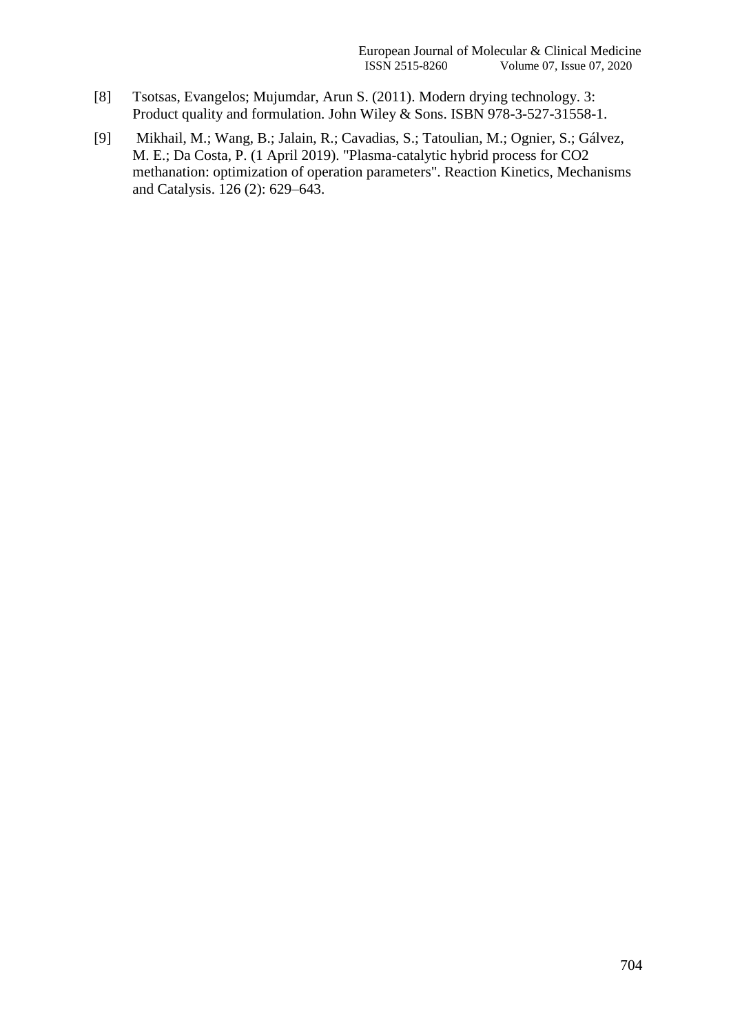[8] Tsotsas, Evangelos; Mujumdar, Arun S. (2011). Modern drying technology. 3: Product quality and formulation. John Wiley & Sons. ISBN 978-3-527-31558-1.

[9] Mikhail, M.; Wang, B.; Jalain, R.; Cavadias, S.; Tatoulian, M.; Ognier, S.; Gálvez, M. E.; Da Costa, P. (1 April 2019). "Plasma-catalytic hybrid process for $CO_2$ methanation: optimization of operation parameters". Reaction Kinetics, Mechanisms and Catalysis. 126 (2): 629–643.